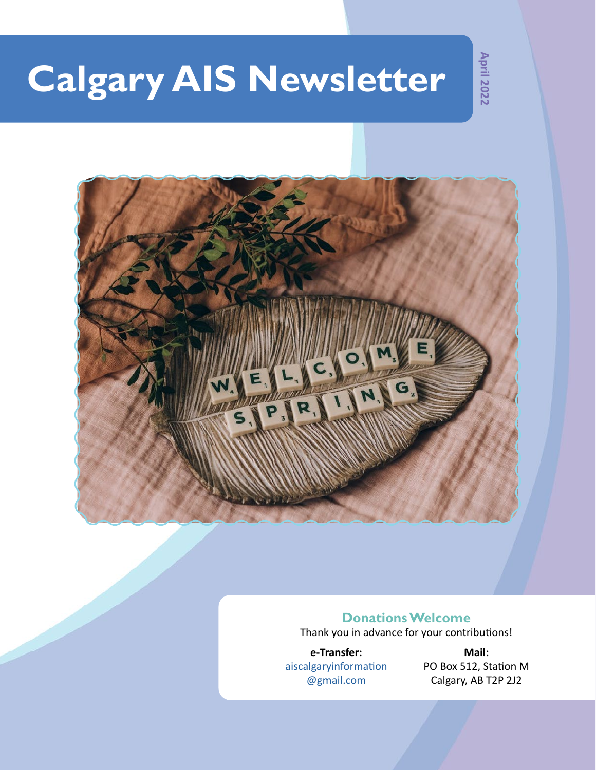# Calgary AIS Newsletter

April 2022

## Donations Welcome

Thank you in advance for your contributions!

**e-Transfer:**
aiscalgaryinformation@gmail.com

**Mail:**
PO Box 512, Station M
Calgary, AB T2P 2J2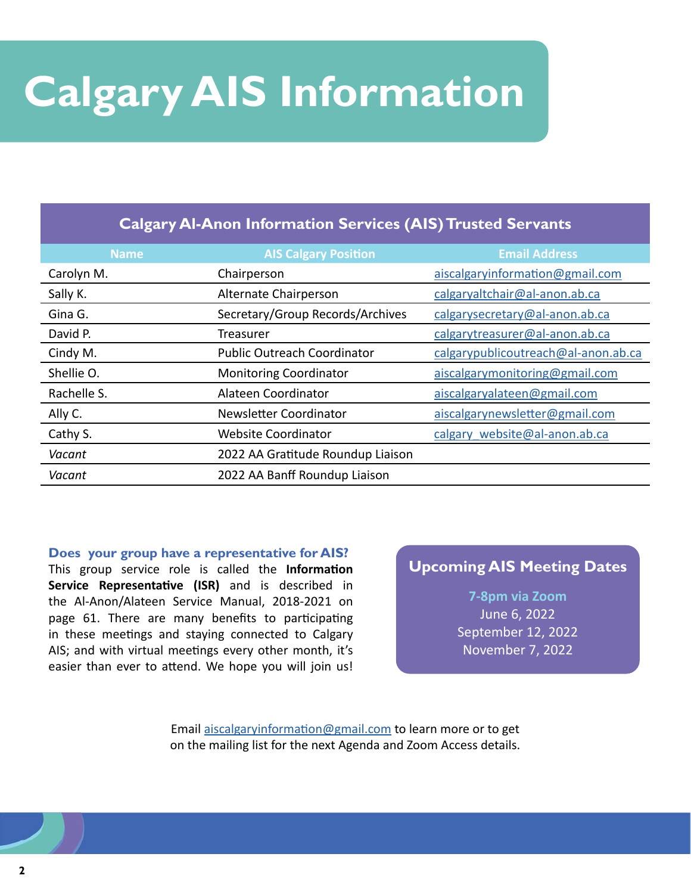# Calgary AIS Information

| Calgary Al-Anon Information Services (AIS) Trusted Servants | | |
|---|---|---|
| **Name** | **AIS Calgary Position** | **Email Address** |
| Carolyn M. | Chairperson | aiscalgaryinformation@gmail.com |
| Sally K. | Alternate Chairperson | calgaryaltchair@al-anon.ab.ca |
| Gina G. | Secretary/Group Records/Archives | calgarysecretary@al-anon.ab.ca |
| David P. | Treasurer | calgarytreasurer@al-anon.ab.ca |
| Cindy M. | Public Outreach Coordinator | calgarypublicoutreach@al-anon.ab.ca |
| Shellie O. | Monitoring Coordinator | aiscalgarymonitoring@gmail.com |
| Rachelle S. | Alateen Coordinator | aiscalgaryalateen@gmail.com |
| Ally C. | Newsletter Coordinator | aiscalgarynewsletter@gmail.com |
| Cathy S. | Website Coordinator | calgary_website@al-anon.ab.ca |
| *Vacant* | 2022 AA Gratitude Roundup Liaison | |
| *Vacant* | 2022 AA Banff Roundup Liaison | |

### Does your group have a representative for AIS?

This group service role is called the **Information Service Representative (ISR)** and is described in the Al-Anon/Alateen Service Manual, 2018-2021 on page 61. There are many benefits to participating in these meetings and staying connected to Calgary AIS; and with virtual meetings every other month, it's easier than ever to attend. We hope you will join us!

### Upcoming AIS Meeting Dates

**7-8pm via Zoom**
June 6, 2022
September 12, 2022
November 7, 2022

Email aiscalgaryinformation@gmail.com to learn more or to get on the mailing list for the next Agenda and Zoom Access details.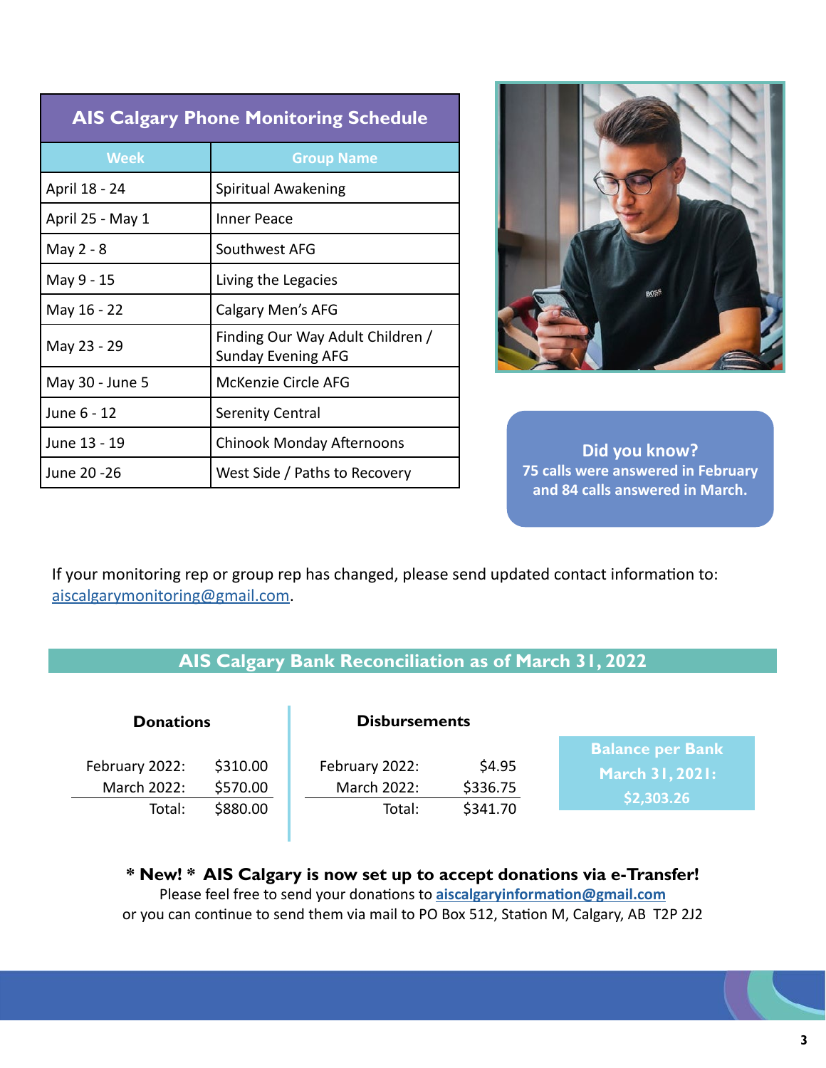## AIS Calgary Phone Monitoring Schedule

| Week | Group Name |
| --- | --- |
| April 18 - 24 | Spiritual Awakening |
| April 25 - May 1 | Inner Peace |
| May 2 - 8 | Southwest AFG |
| May 9 - 15 | Living the Legacies |
| May 16 - 22 | Calgary Men's AFG |
| May 23 - 29 | Finding Our Way Adult Children / Sunday Evening AFG |
| May 30 - June 5 | McKenzie Circle AFG |
| June 6 - 12 | Serenity Central |
| June 13 - 19 | Chinook Monday Afternoons |
| June 20 -26 | West Side / Paths to Recovery |

**Did you know?**
**75 calls were answered in February and 84 calls answered in March.**

If your monitoring rep or group rep has changed, please send updated contact information to: aiscalgarymonitoring@gmail.com.

## AIS Calgary Bank Reconciliation as of March 31, 2022

**Donations**

| | |
| --- | --- |
| February 2022: | $310.00 |
| March 2022: | $570.00 |
| Total: | $880.00 |

**Disbursements**

| | |
| --- | --- |
| February 2022: | $4.95 |
| March 2022: | $336.75 |
| Total: | $341.70 |

**Balance per Bank March 31, 2021: $2,303.26**

**\* New! \* AIS Calgary is now set up to accept donations via e-Transfer!**

Please feel free to send your donations to **aiscalgaryinformation@gmail.com**
or you can continue to send them via mail to PO Box 512, Station M, Calgary, AB T2P 2J2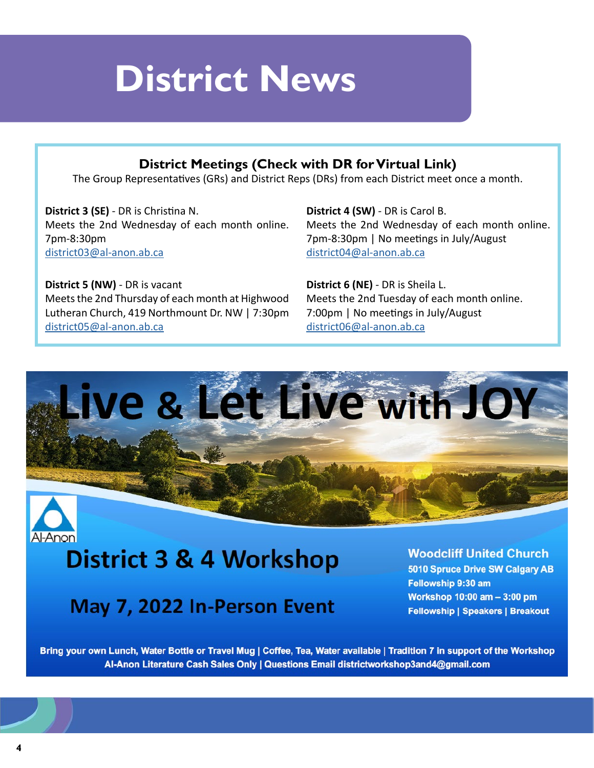# District News

## District Meetings (Check with DR for Virtual Link)

The Group Representatives (GRs) and District Reps (DRs) from each District meet once a month.

**District 3 (SE)** - DR is Christina N.
Meets the 2nd Wednesday of each month online.
7pm-8:30pm
district03@al-anon.ab.ca

**District 4 (SW)** - DR is Carol B.
Meets the 2nd Wednesday of each month online.
7pm-8:30pm | No meetings in July/August
district04@al-anon.ab.ca

**District 5 (NW)** - DR is vacant
Meets the 2nd Thursday of each month at Highwood Lutheran Church, 419 Northmount Dr. NW | 7:30pm
district05@al-anon.ab.ca

**District 6 (NE)** - DR is Sheila L.
Meets the 2nd Tuesday of each month online.
7:00pm | No meetings in July/August
district06@al-anon.ab.ca

# Live & Let Live with JOY

Al-Anon

## District 3 & 4 Workshop

## May 7, 2022 In-Person Event

**Woodcliff United Church**
**5010 Spruce Drive SW Calgary AB**
**Fellowship 9:30 am**
**Workshop 10:00 am – 3:00 pm**
**Fellowship | Speakers | Breakout**

**Bring your own Lunch, Water Bottle or Travel Mug | Coffee, Tea, Water available | Tradition 7 in support of the Workshop**
**Al-Anon Literature Cash Sales Only | Questions Email districtworkshop3and4@gmail.com**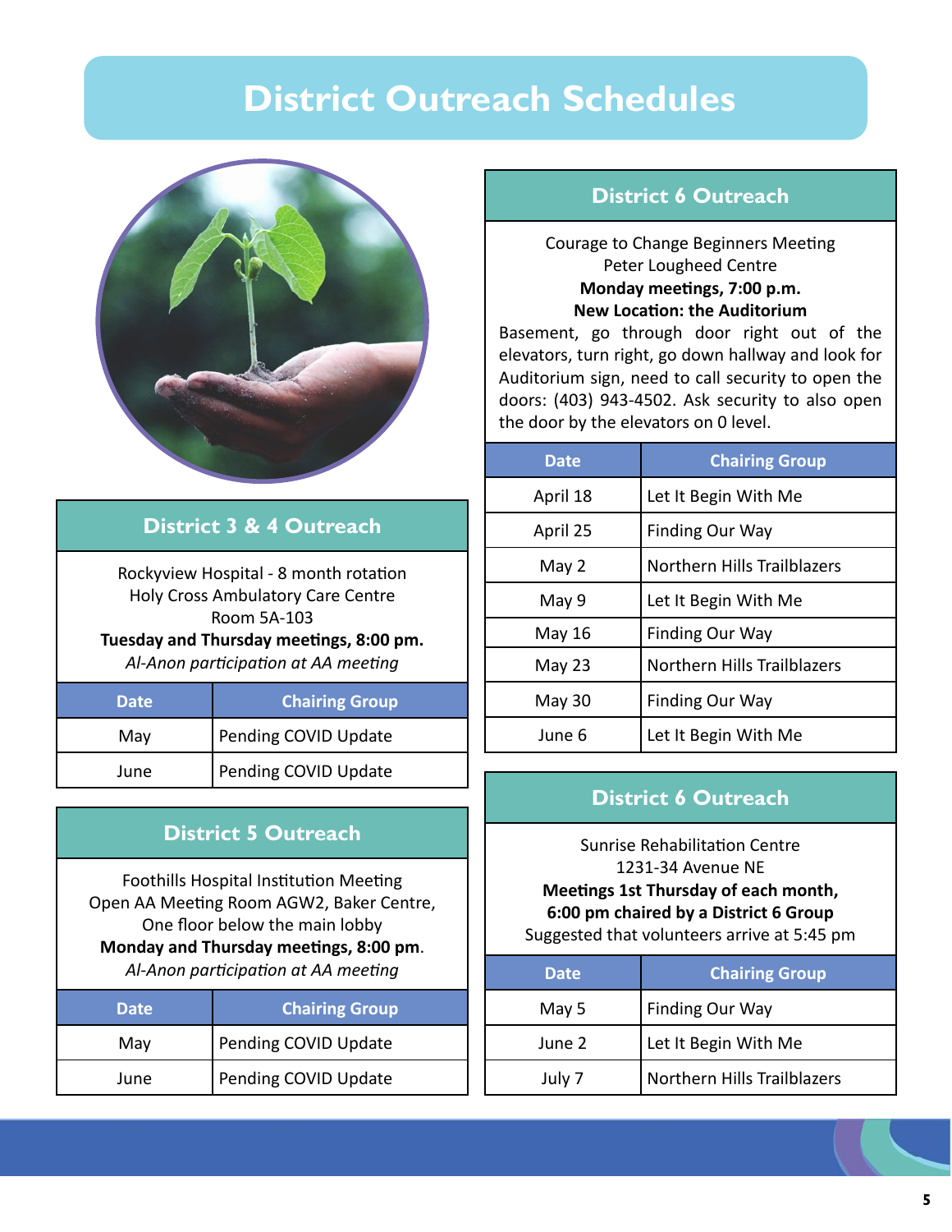# District Outreach Schedules

## District 3 & 4 Outreach

Rockyview Hospital - 8 month rotation
Holy Cross Ambulatory Care Centre
Room 5A-103
**Tuesday and Thursday meetings, 8:00 pm.**
*Al-Anon participation at AA meeting*

| Date | Chairing Group |
|---|---|
| May | Pending COVID Update |
| June | Pending COVID Update |

## District 5 Outreach

Foothills Hospital Institution Meeting
Open AA Meeting Room AGW2, Baker Centre,
One floor below the main lobby
**Monday and Thursday meetings, 8:00 pm**.
*Al-Anon participation at AA meeting*

| Date | Chairing Group |
|---|---|
| May | Pending COVID Update |
| June | Pending COVID Update |

## District 6 Outreach

Courage to Change Beginners Meeting
Peter Lougheed Centre
**Monday meetings, 7:00 p.m.**
**New Location: the Auditorium**
Basement, go through door right out of the elevators, turn right, go down hallway and look for Auditorium sign, need to call security to open the doors: (403) 943-4502. Ask security to also open the door by the elevators on 0 level.

| Date | Chairing Group |
|---|---|
| April 18 | Let It Begin With Me |
| April 25 | Finding Our Way |
| May 2 | Northern Hills Trailblazers |
| May 9 | Let It Begin With Me |
| May 16 | Finding Our Way |
| May 23 | Northern Hills Trailblazers |
| May 30 | Finding Our Way |
| June 6 | Let It Begin With Me |

## District 6 Outreach

Sunrise Rehabilitation Centre
1231-34 Avenue NE
**Meetings 1st Thursday of each month,**
**6:00 pm chaired by a District 6 Group**
Suggested that volunteers arrive at 5:45 pm

| Date | Chairing Group |
|---|---|
| May 5 | Finding Our Way |
| June 2 | Let It Begin With Me |
| July 7 | Northern Hills Trailblazers |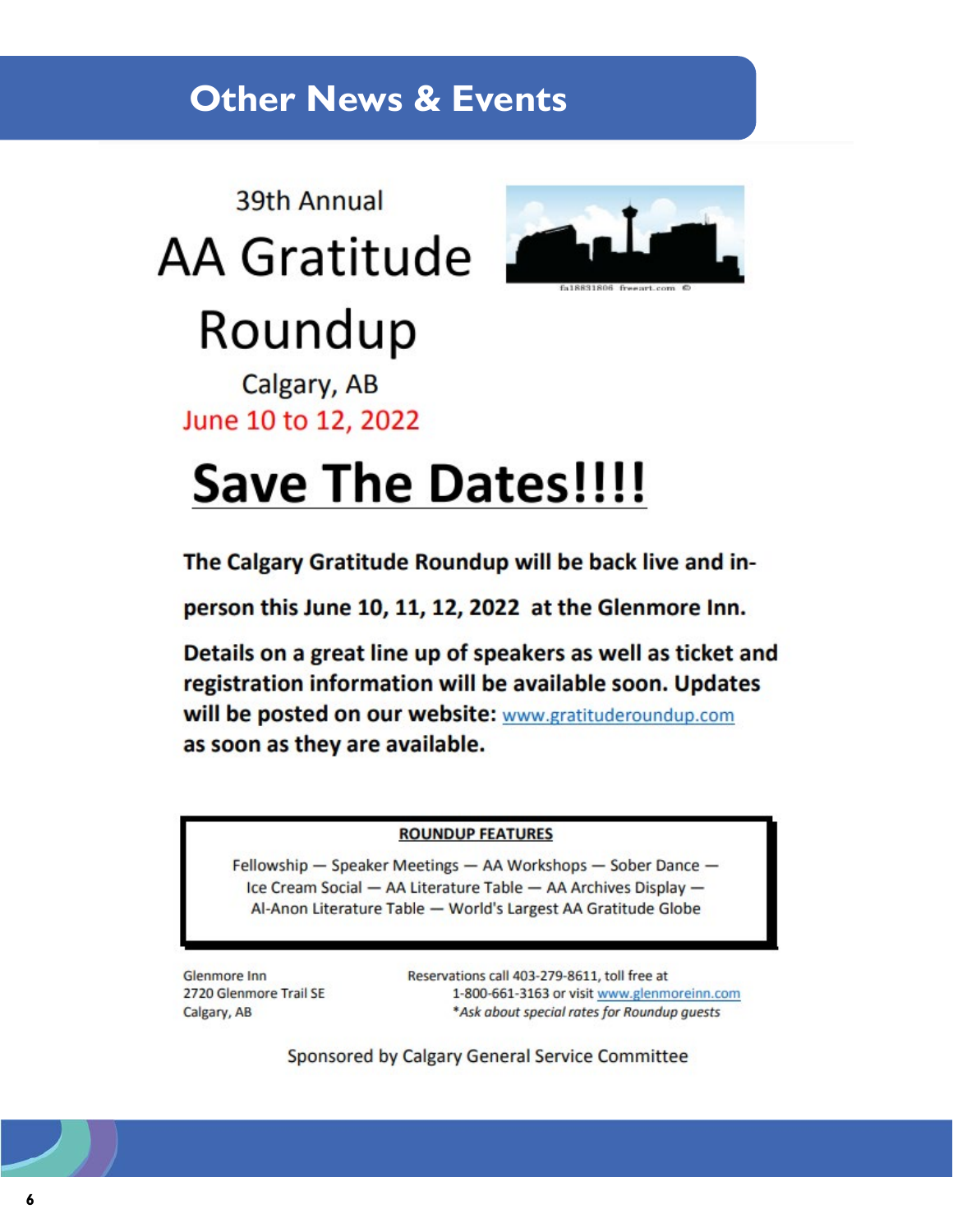# Other News & Events

39th Annual

## AA Gratitude Roundup

Calgary, AB

June 10 to 12, 2022

## Save The Dates!!!!

**The Calgary Gratitude Roundup will be back live and in-person this June 10, 11, 12, 2022 at the Glenmore Inn.**

**Details on a great line up of speakers as well as ticket and registration information will be available soon. Updates will be posted on our website: www.gratituderoundup.com as soon as they are available.**

**ROUNDUP FEATURES**

Fellowship — Speaker Meetings — AA Workshops — Sober Dance — Ice Cream Social — AA Literature Table — AA Archives Display — Al-Anon Literature Table — World's Largest AA Gratitude Globe

Glenmore Inn
2720 Glenmore Trail SE
Calgary, AB

Reservations call 403-279-8611, toll free at 1-800-661-3163 or visit www.glenmoreinn.com
*\*Ask about special rates for Roundup guests*

Sponsored by Calgary General Service Committee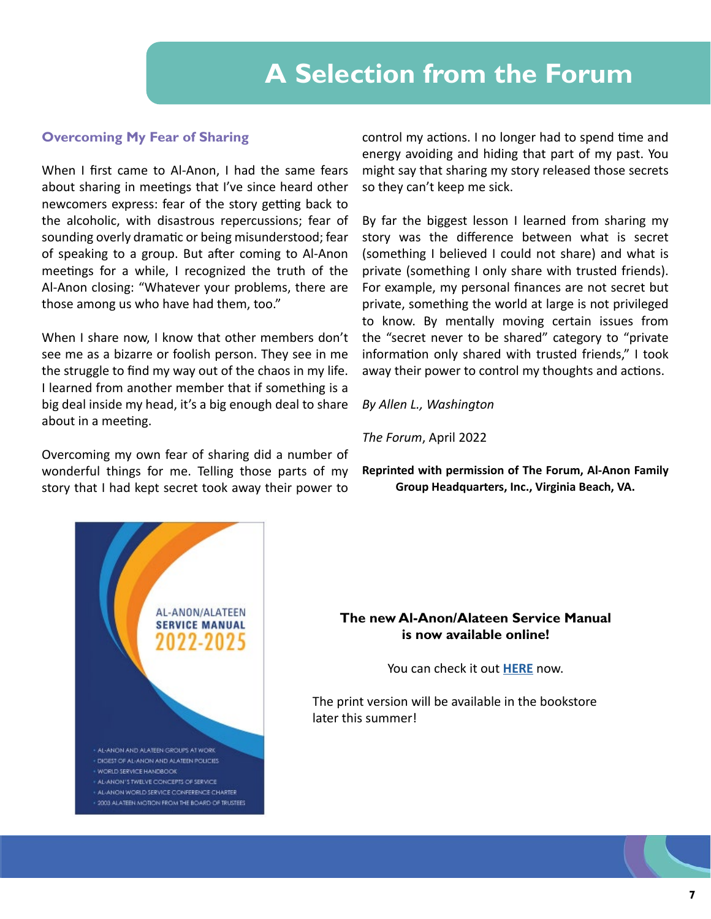# A Selection from the Forum

## Overcoming My Fear of Sharing

When I first came to Al-Anon, I had the same fears about sharing in meetings that I've since heard other newcomers express: fear of the story getting back to the alcoholic, with disastrous repercussions; fear of sounding overly dramatic or being misunderstood; fear of speaking to a group. But after coming to Al-Anon meetings for a while, I recognized the truth of the Al-Anon closing: "Whatever your problems, there are those among us who have had them, too."

When I share now, I know that other members don't see me as a bizarre or foolish person. They see in me the struggle to find my way out of the chaos in my life. I learned from another member that if something is a big deal inside my head, it's a big enough deal to share about in a meeting.

Overcoming my own fear of sharing did a number of wonderful things for me. Telling those parts of my story that I had kept secret took away their power to control my actions. I no longer had to spend time and energy avoiding and hiding that part of my past. You might say that sharing my story released those secrets so they can't keep me sick.

By far the biggest lesson I learned from sharing my story was the difference between what is secret (something I believed I could not share) and what is private (something I only share with trusted friends). For example, my personal finances are not secret but private, something the world at large is not privileged to know. By mentally moving certain issues from the "secret never to be shared" category to "private information only shared with trusted friends," I took away their power to control my thoughts and actions.

*By Allen L., Washington*

*The Forum*, April 2022

**Reprinted with permission of The Forum, Al-Anon Family Group Headquarters, Inc., Virginia Beach, VA.**

AL-ANON/ALATEEN SERVICE MANUAL 2022-2025

- AL-ANON AND ALATEEN GROUPS AT WORK
- DIGEST OF AL-ANON AND ALATEEN POLICIES
- WORLD SERVICE HANDBOOK
- AL-ANON'S TWELVE CONCEPTS OF SERVICE
- AL-ANON WORLD SERVICE CONFERENCE CHARTER
- 2003 ALATEEN MOTION FROM THE BOARD OF TRUSTEES

**The new Al-Anon/Alateen Service Manual is now available online!**

You can check it out **HERE** now.

The print version will be available in the bookstore later this summer!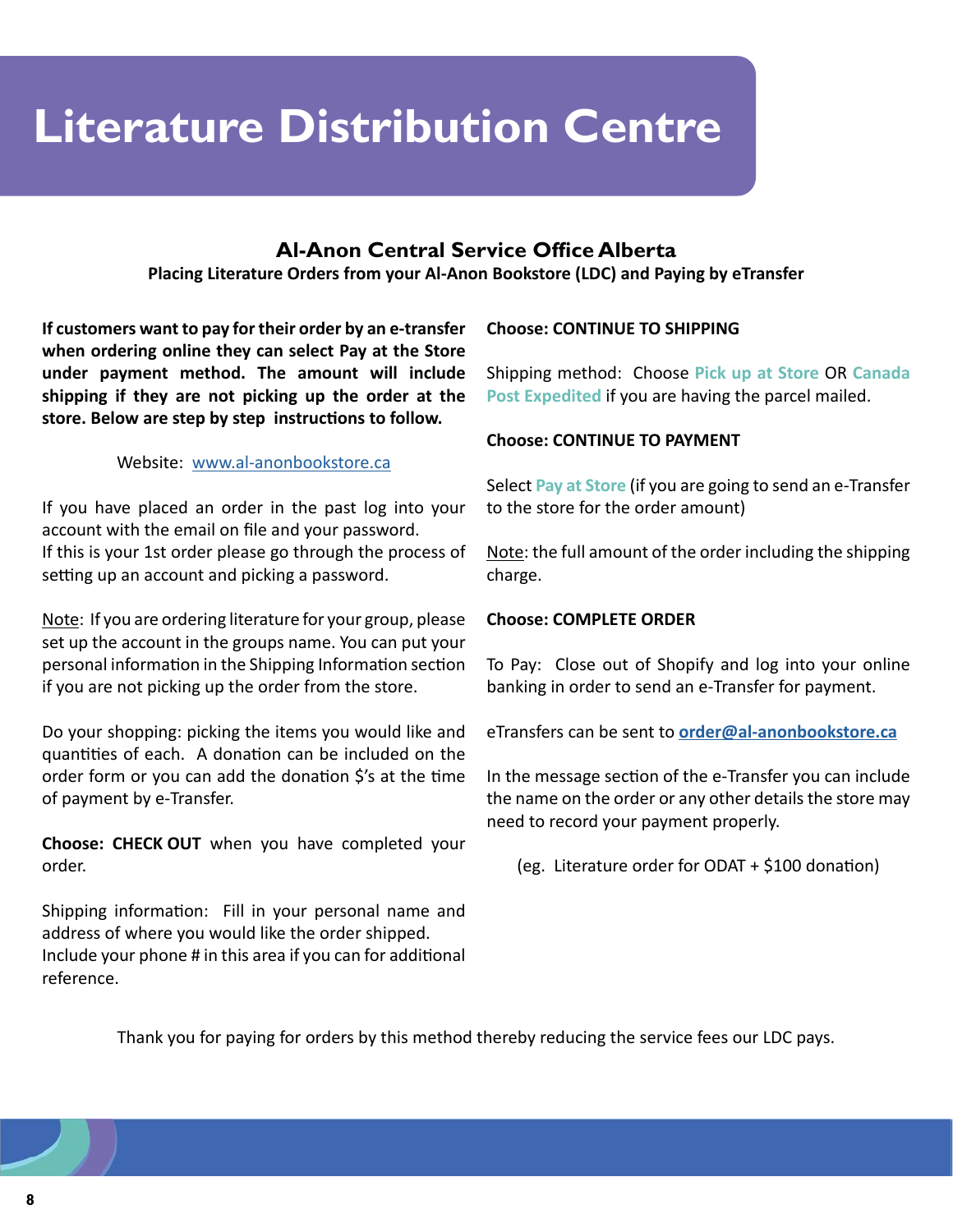# Literature Distribution Centre

## Al-Anon Central Service Office Alberta

**Placing Literature Orders from your Al-Anon Bookstore (LDC) and Paying by eTransfer**

**If customers want to pay for their order by an e-transfer when ordering online they can select Pay at the Store under payment method. The amount will include shipping if they are not picking up the order at the store. Below are step by step instructions to follow.**

Website: [www.al-anonbookstore.ca](http://www.al-anonbookstore.ca)

If you have placed an order in the past log into your account with the email on file and your password.
If this is your 1st order please go through the process of setting up an account and picking a password.

<u>Note</u>: If you are ordering literature for your group, please set up the account in the groups name. You can put your personal information in the Shipping Information section if you are not picking up the order from the store.

Do your shopping: picking the items you would like and quantities of each. A donation can be included on the order form or you can add the donation $'s at the time of payment by e-Transfer.

**Choose: CHECK OUT** when you have completed your order.

Shipping information: Fill in your personal name and address of where you would like the order shipped.
Include your phone # in this area if you can for additional reference.

**Choose: CONTINUE TO SHIPPING**

Shipping method: Choose **Pick up at Store** OR **Canada Post Expedited** if you are having the parcel mailed.

**Choose: CONTINUE TO PAYMENT**

Select **Pay at Store** (if you are going to send an e-Transfer to the store for the order amount)

<u>Note</u>: the full amount of the order including the shipping charge.

**Choose: COMPLETE ORDER**

To Pay: Close out of Shopify and log into your online banking in order to send an e-Transfer for payment.

eTransfers can be sent to **[order@al-anonbookstore.ca](mailto:order@al-anonbookstore.ca)**

In the message section of the e-Transfer you can include the name on the order or any other details the store may need to record your payment properly.

(eg. Literature order for ODAT + $100 donation)

Thank you for paying for orders by this method thereby reducing the service fees our LDC pays.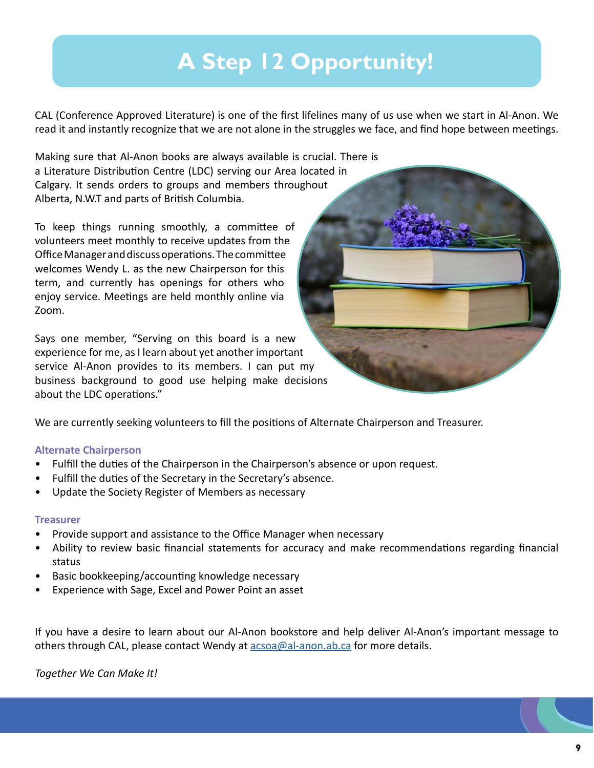# A Step 12 Opportunity!

CAL (Conference Approved Literature) is one of the first lifelines many of us use when we start in Al-Anon. We read it and instantly recognize that we are not alone in the struggles we face, and find hope between meetings.

Making sure that Al-Anon books are always available is crucial. There is a Literature Distribution Centre (LDC) serving our Area located in Calgary. It sends orders to groups and members throughout Alberta, N.W.T and parts of British Columbia.

To keep things running smoothly, a committee of volunteers meet monthly to receive updates from the Office Manager and discuss operations. The committee welcomes Wendy L. as the new Chairperson for this term, and currently has openings for others who enjoy service. Meetings are held monthly online via Zoom.

Says one member, "Serving on this board is a new experience for me, as I learn about yet another important service Al-Anon provides to its members. I can put my business background to good use helping make decisions about the LDC operations."

We are currently seeking volunteers to fill the positions of Alternate Chairperson and Treasurer.

### Alternate Chairperson

- Fulfill the duties of the Chairperson in the Chairperson's absence or upon request.
- Fulfill the duties of the Secretary in the Secretary's absence.
- Update the Society Register of Members as necessary

### Treasurer

- Provide support and assistance to the Office Manager when necessary
- Ability to review basic financial statements for accuracy and make recommendations regarding financial status
- Basic bookkeeping/accounting knowledge necessary
- Experience with Sage, Excel and Power Point an asset

If you have a desire to learn about our Al-Anon bookstore and help deliver Al-Anon's important message to others through CAL, please contact Wendy at acsoa@al-anon.ab.ca for more details.

*Together We Can Make It!*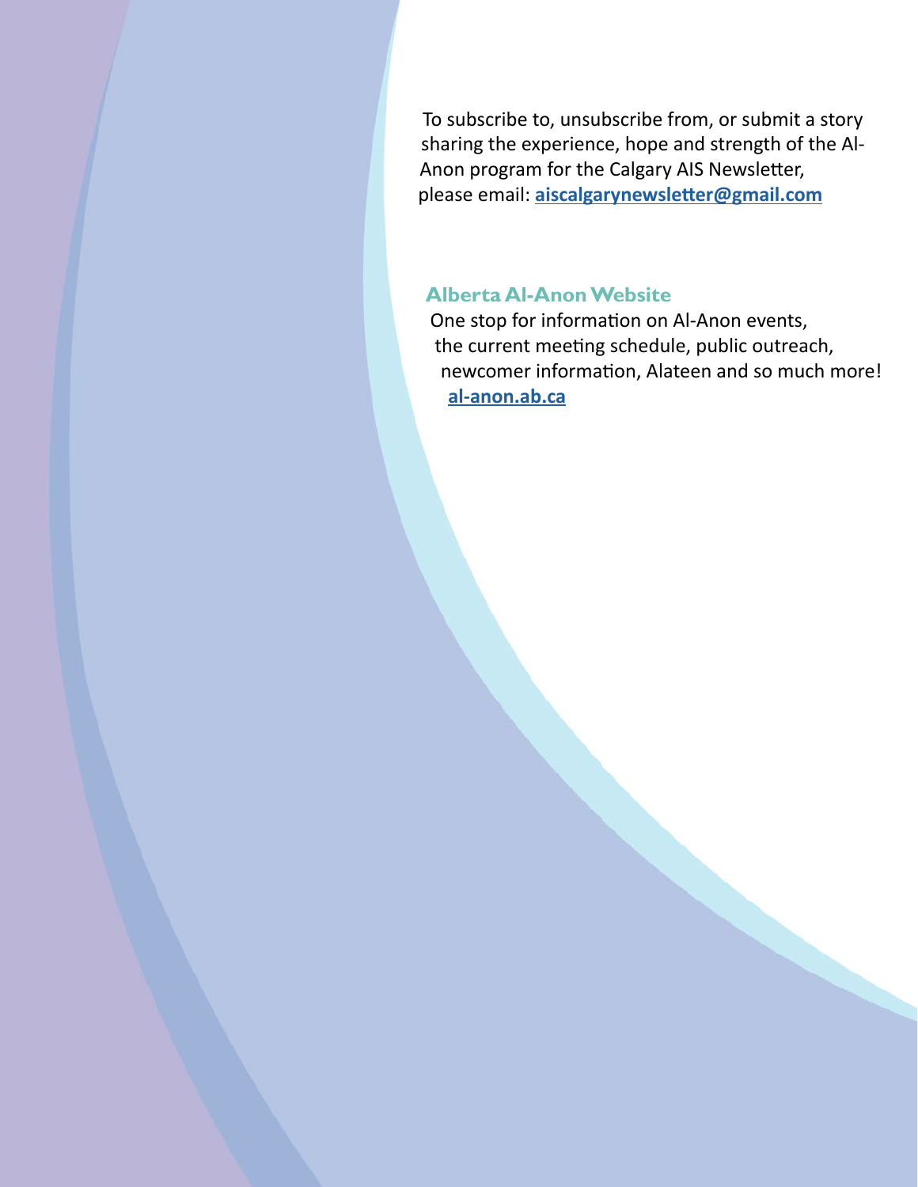To subscribe to, unsubscribe from, or submit a story sharing the experience, hope and strength of the Al-Anon program for the Calgary AIS Newsletter, please email: **aiscalgarynewsletter@gmail.com**

## Alberta Al-Anon Website

One stop for information on Al-Anon events, the current meeting schedule, public outreach, newcomer information, Alateen and so much more!

**al-anon.ab.ca**